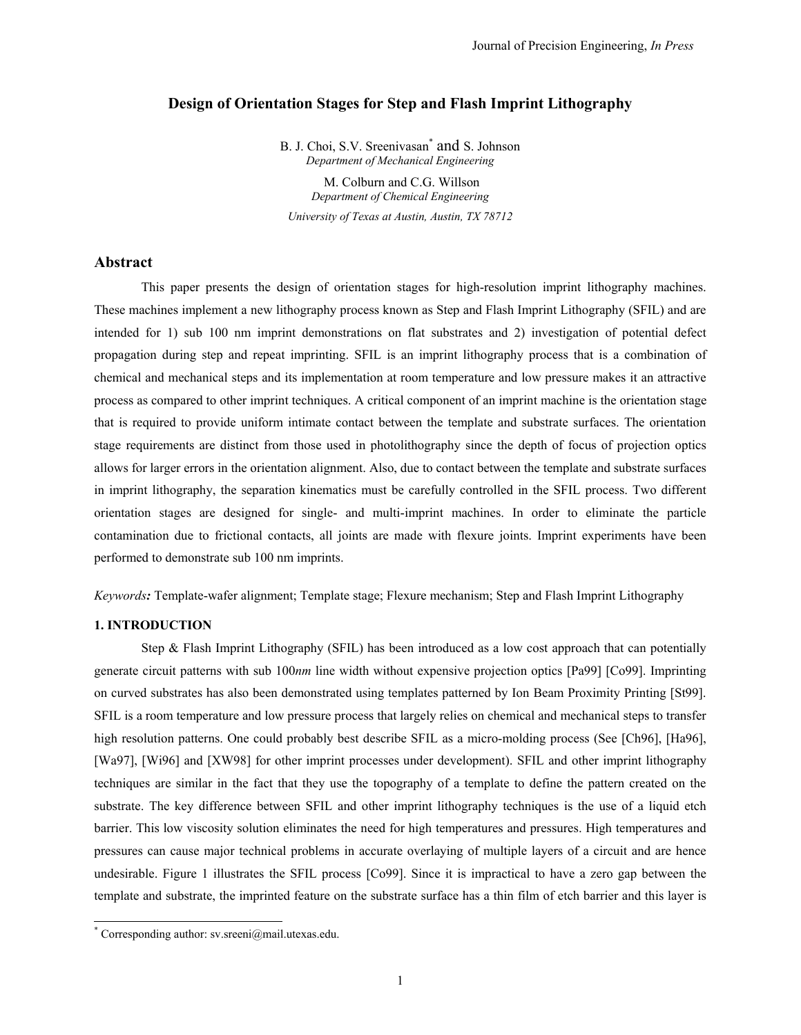# Design of Orientation Stages for Step and Flash Imprint Lithography

B. J. Choi, S.V. Sreenivasan* and S. Johnson
*Department of Mechanical Engineering*

M. Colburn and C.G. Willson
*Department of Chemical Engineering*

*University of Texas at Austin, Austin, TX 78712*

## Abstract

This paper presents the design of orientation stages for high-resolution imprint lithography machines. These machines implement a new lithography process known as Step and Flash Imprint Lithography (SFIL) and are intended for 1) sub 100 nm imprint demonstrations on flat substrates and 2) investigation of potential defect propagation during step and repeat imprinting. SFIL is an imprint lithography process that is a combination of chemical and mechanical steps and its implementation at room temperature and low pressure makes it an attractive process as compared to other imprint techniques. A critical component of an imprint machine is the orientation stage that is required to provide uniform intimate contact between the template and substrate surfaces. The orientation stage requirements are distinct from those used in photolithography since the depth of focus of projection optics allows for larger errors in the orientation alignment. Also, due to contact between the template and substrate surfaces in imprint lithography, the separation kinematics must be carefully controlled in the SFIL process. Two different orientation stages are designed for single- and multi-imprint machines. In order to eliminate the particle contamination due to frictional contacts, all joints are made with flexure joints. Imprint experiments have been performed to demonstrate sub 100 nm imprints.

*Keywords:* Template-wafer alignment; Template stage; Flexure mechanism; Step and Flash Imprint Lithography

### 1. INTRODUCTION

Step & Flash Imprint Lithography (SFIL) has been introduced as a low cost approach that can potentially generate circuit patterns with sub 100*nm* line width without expensive projection optics [Pa99] [Co99]. Imprinting on curved substrates has also been demonstrated using templates patterned by Ion Beam Proximity Printing [St99]. SFIL is a room temperature and low pressure process that largely relies on chemical and mechanical steps to transfer high resolution patterns. One could probably best describe SFIL as a micro-molding process (See [Ch96], [Ha96], [Wa97], [Wi96] and [XW98] for other imprint processes under development). SFIL and other imprint lithography techniques are similar in the fact that they use the topography of a template to define the pattern created on the substrate. The key difference between SFIL and other imprint lithography techniques is the use of a liquid etch barrier. This low viscosity solution eliminates the need for high temperatures and pressures. High temperatures and pressures can cause major technical problems in accurate overlaying of multiple layers of a circuit and are hence undesirable. Figure 1 illustrates the SFIL process [Co99]. Since it is impractical to have a zero gap between the template and substrate, the imprinted feature on the substrate surface has a thin film of etch barrier and this layer is

* Corresponding author: sv.sreeni@mail.utexas.edu.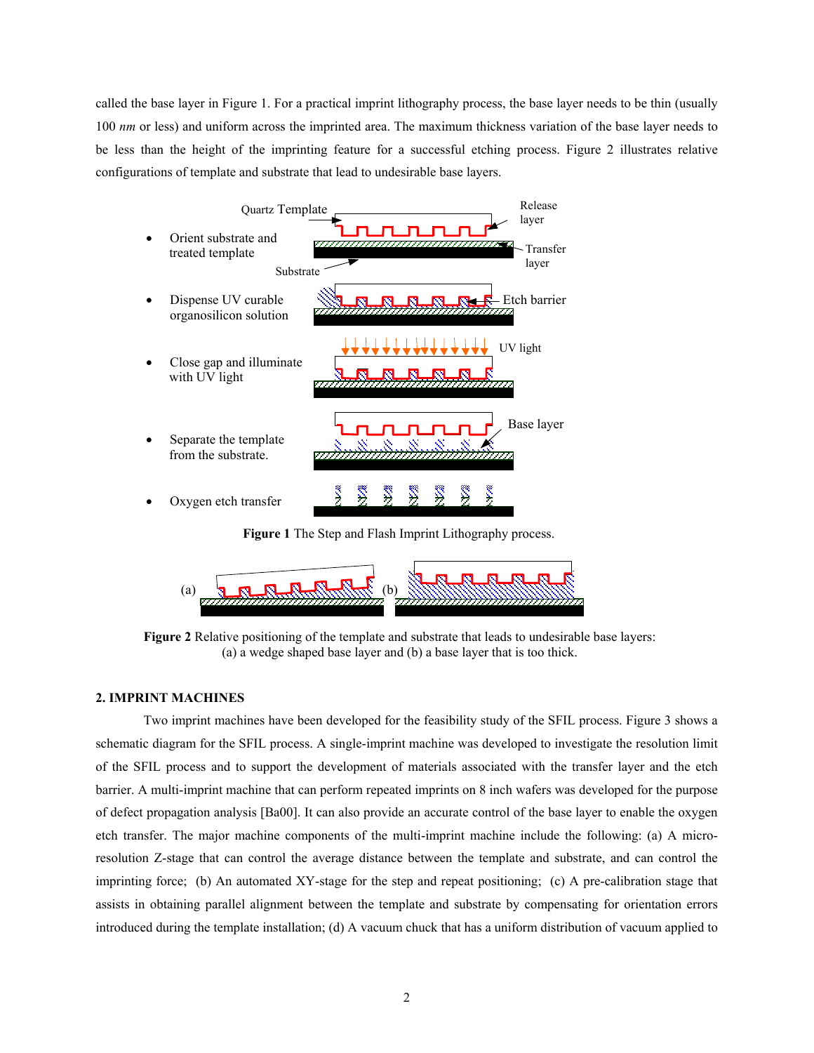called the base layer in Figure 1. For a practical imprint lithography process, the base layer needs to be thin (usually 100 *nm* or less) and uniform across the imprinted area. The maximum thickness variation of the base layer needs to be less than the height of the imprinting feature for a successful etching process. Figure 2 illustrates relative configurations of template and substrate that lead to undesirable base layers.

**Figure 1** The Step and Flash Imprint Lithography process.

**Figure 2** Relative positioning of the template and substrate that leads to undesirable base layers: (a) a wedge shaped base layer and (b) a base layer that is too thick.

## 2. IMPRINT MACHINES

Two imprint machines have been developed for the feasibility study of the SFIL process. Figure 3 shows a schematic diagram for the SFIL process. A single-imprint machine was developed to investigate the resolution limit of the SFIL process and to support the development of materials associated with the transfer layer and the etch barrier. A multi-imprint machine that can perform repeated imprints on 8 inch wafers was developed for the purpose of defect propagation analysis [Ba00]. It can also provide an accurate control of the base layer to enable the oxygen etch transfer. The major machine components of the multi-imprint machine include the following: (a) A micro-resolution Z-stage that can control the average distance between the template and substrate, and can control the imprinting force; (b) An automated XY-stage for the step and repeat positioning; (c) A pre-calibration stage that assists in obtaining parallel alignment between the template and substrate by compensating for orientation errors introduced during the template installation; (d) A vacuum chuck that has a uniform distribution of vacuum applied to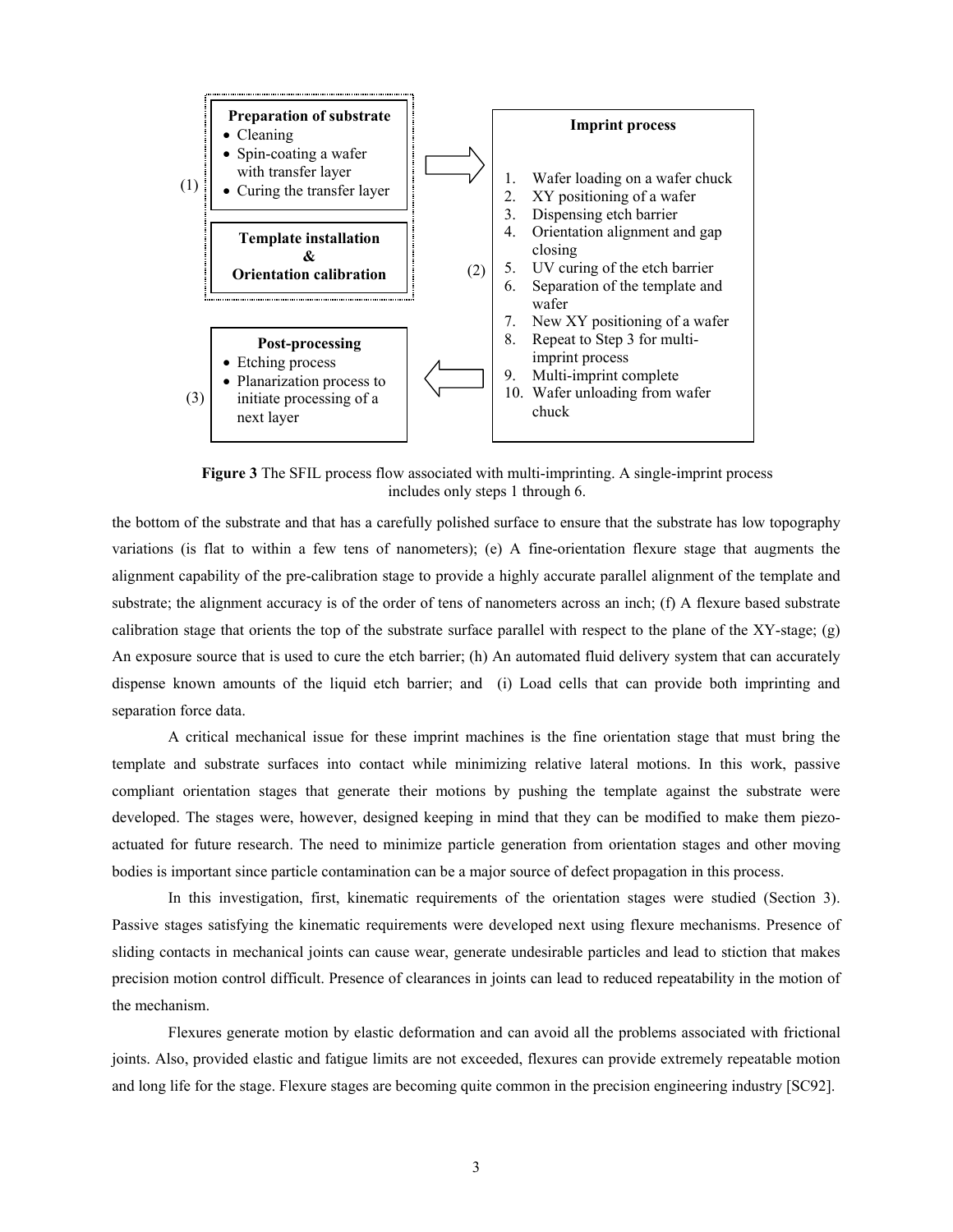(1)

**Preparation of substrate**

- Cleaning
- Spin-coating a wafer with transfer layer
- Curing the transfer layer

**Template installation & Orientation calibration**

(2)

**Imprint process**

1. Wafer loading on a wafer chuck
2. XY positioning of a wafer
3. Dispensing etch barrier
4. Orientation alignment and gap closing
5. UV curing of the etch barrier
6. Separation of the template and wafer
7. New XY positioning of a wafer
8. Repeat to Step 3 for multi-imprint process
9. Multi-imprint complete
10. Wafer unloading from wafer chuck

(3)

**Post-processing**

- Etching process
- Planarization process to initiate processing of a next layer

**Figure 3** The SFIL process flow associated with multi-imprinting. A single-imprint process includes only steps 1 through 6.

the bottom of the substrate and that has a carefully polished surface to ensure that the substrate has low topography variations (is flat to within a few tens of nanometers); (e) A fine-orientation flexure stage that augments the alignment capability of the pre-calibration stage to provide a highly accurate parallel alignment of the template and substrate; the alignment accuracy is of the order of tens of nanometers across an inch; (f) A flexure based substrate calibration stage that orients the top of the substrate surface parallel with respect to the plane of the XY-stage; (g) An exposure source that is used to cure the etch barrier; (h) An automated fluid delivery system that can accurately dispense known amounts of the liquid etch barrier; and (i) Load cells that can provide both imprinting and separation force data.

A critical mechanical issue for these imprint machines is the fine orientation stage that must bring the template and substrate surfaces into contact while minimizing relative lateral motions. In this work, passive compliant orientation stages that generate their motions by pushing the template against the substrate were developed. The stages were, however, designed keeping in mind that they can be modified to make them piezo-actuated for future research. The need to minimize particle generation from orientation stages and other moving bodies is important since particle contamination can be a major source of defect propagation in this process.

In this investigation, first, kinematic requirements of the orientation stages were studied (Section 3). Passive stages satisfying the kinematic requirements were developed next using flexure mechanisms. Presence of sliding contacts in mechanical joints can cause wear, generate undesirable particles and lead to stiction that makes precision motion control difficult. Presence of clearances in joints can lead to reduced repeatability in the motion of the mechanism.

Flexures generate motion by elastic deformation and can avoid all the problems associated with frictional joints. Also, provided elastic and fatigue limits are not exceeded, flexures can provide extremely repeatable motion and long life for the stage. Flexure stages are becoming quite common in the precision engineering industry [SC92].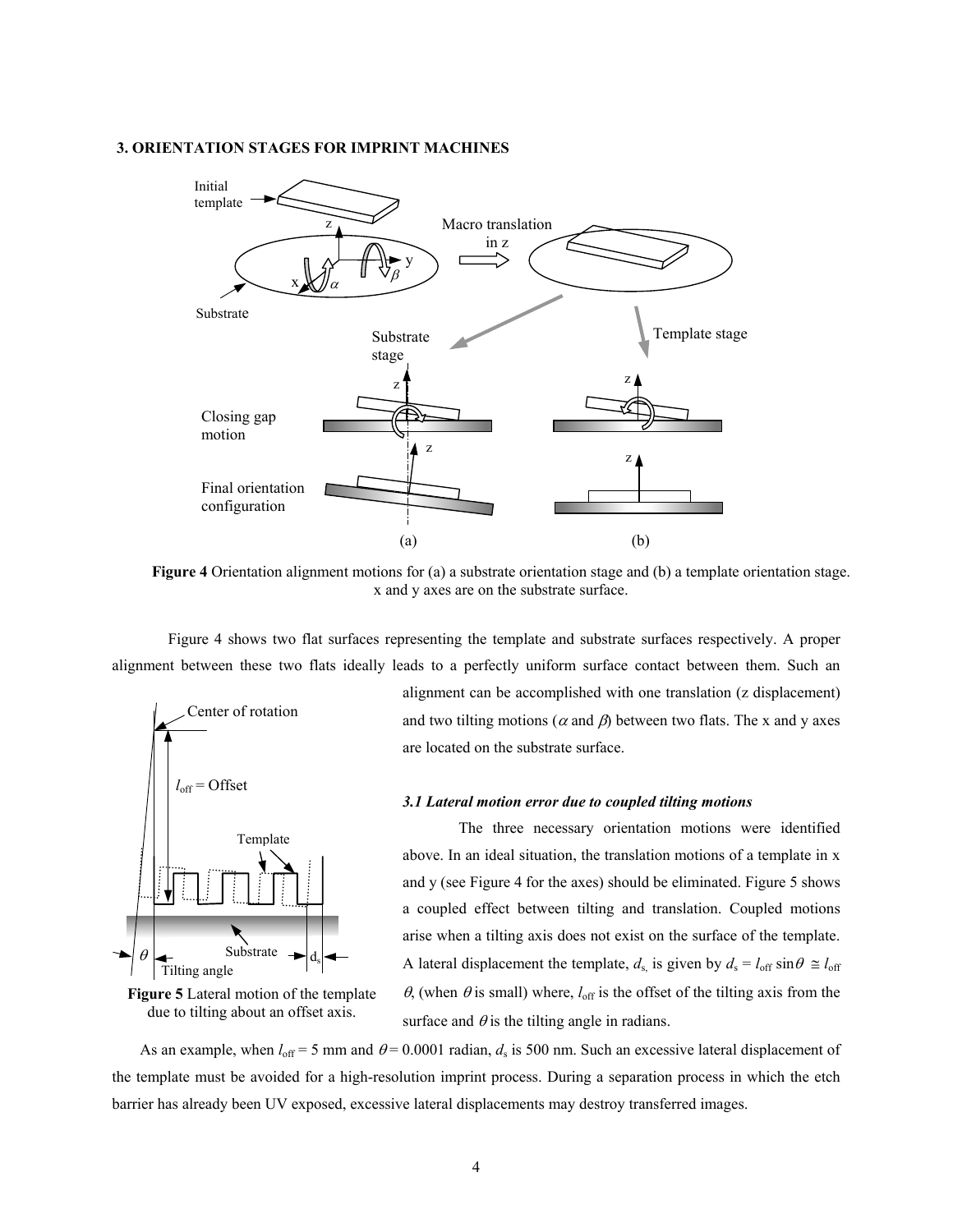### 3. ORIENTATION STAGES FOR IMPRINT MACHINES

**Figure 4** Orientation alignment motions for (a) a substrate orientation stage and (b) a template orientation stage. x and y axes are on the substrate surface.

Figure 4 shows two flat surfaces representing the template and substrate surfaces respectively. A proper alignment between these two flats ideally leads to a perfectly uniform surface contact between them. Such an alignment can be accomplished with one translation (z displacement) and two tilting motions ($\alpha$ and $\beta$) between two flats. The x and y axes are located on the substrate surface.

**Figure 5** Lateral motion of the template due to tilting about an offset axis.

#### *3.1 Lateral motion error due to coupled tilting motions*

The three necessary orientation motions were identified above. In an ideal situation, the translation motions of a template in x and y (see Figure 4 for the axes) should be eliminated. Figure 5 shows a coupled effect between tilting and translation. Coupled motions arise when a tilting axis does not exist on the surface of the template. A lateral displacement the template, $d_s$, is given by $d_s = l_{off} \sin\theta \cong l_{off}\,\theta$, (when $\theta$ is small) where, $l_{off}$ is the offset of the tilting axis from the surface and $\theta$ is the tilting angle in radians.

As an example, when $l_{off}$ = 5 mm and $\theta$ = 0.0001 radian, $d_s$ is 500 nm. Such an excessive lateral displacement of the template must be avoided for a high-resolution imprint process. During a separation process in which the etch barrier has already been UV exposed, excessive lateral displacements may destroy transferred images.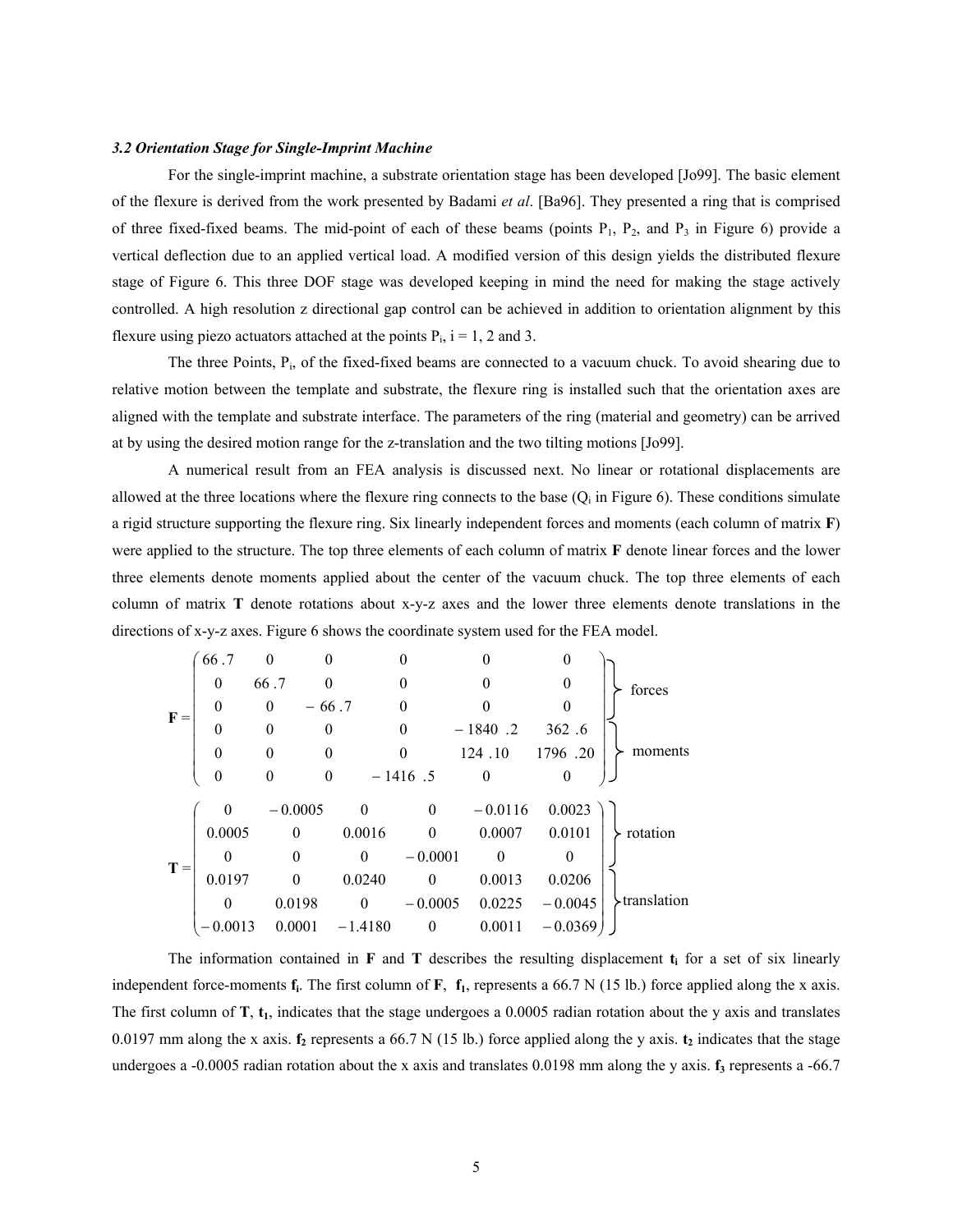### *3.2 Orientation Stage for Single-Imprint Machine*

For the single-imprint machine, a substrate orientation stage has been developed [Jo99]. The basic element of the flexure is derived from the work presented by Badami *et al*. [Ba96]. They presented a ring that is comprised of three fixed-fixed beams. The mid-point of each of these beams (points $P_1$, $P_2$, and $P_3$ in Figure 6) provide a vertical deflection due to an applied vertical load. A modified version of this design yields the distributed flexure stage of Figure 6. This three DOF stage was developed keeping in mind the need for making the stage actively controlled. A high resolution z directional gap control can be achieved in addition to orientation alignment by this flexure using piezo actuators attached at the points $P_i$, i = 1, 2 and 3.

The three Points, $P_i$, of the fixed-fixed beams are connected to a vacuum chuck. To avoid shearing due to relative motion between the template and substrate, the flexure ring is installed such that the orientation axes are aligned with the template and substrate interface. The parameters of the ring (material and geometry) can be arrived at by using the desired motion range for the z-translation and the two tilting motions [Jo99].

A numerical result from an FEA analysis is discussed next. No linear or rotational displacements are allowed at the three locations where the flexure ring connects to the base ($Q_i$ in Figure 6). These conditions simulate a rigid structure supporting the flexure ring. Six linearly independent forces and moments (each column of matrix **F**) were applied to the structure. The top three elements of each column of matrix **F** denote linear forces and the lower three elements denote moments applied about the center of the vacuum chuck. The top three elements of each column of matrix **T** denote rotations about x-y-z axes and the lower three elements denote translations in the directions of x-y-z axes. Figure 6 shows the coordinate system used for the FEA model.

$$
\mathbf{F} = \begin{pmatrix} 66.7 & 0 & 0 & 0 & 0 & 0 \\ 0 & 66.7 & 0 & 0 & 0 & 0 \\ 0 & 0 & -66.7 & 0 & 0 & 0 \\ 0 & 0 & 0 & 0 & -1840.2 & 362.6 \\ 0 & 0 & 0 & 0 & 124.10 & 1796.20 \\ 0 & 0 & 0 & -1416.5 & 0 & 0 \end{pmatrix} \begin{matrix} \left.\vphantom{\begin{matrix}0\\0\\0\end{matrix}}\right\} \text{forces} \\ \left.\vphantom{\begin{matrix}0\\0\\0\end{matrix}}\right\} \text{moments} \end{matrix}
$$

$$
\mathbf{T} = \begin{pmatrix} 0 & -0.0005 & 0 & 0 & -0.0116 & 0.0023 \\ 0.0005 & 0 & 0.0016 & 0 & 0.0007 & 0.0101 \\ 0 & 0 & 0 & -0.0001 & 0 & 0 \\ 0.0197 & 0 & 0.0240 & 0 & 0.0013 & 0.0206 \\ 0 & 0.0198 & 0 & -0.0005 & 0.0225 & -0.0045 \\ -0.0013 & 0.0001 & -1.4180 & 0 & 0.0011 & -0.0369 \end{pmatrix} \begin{matrix} \left.\vphantom{\begin{matrix}0\\0\\0\end{matrix}}\right\} \text{rotation} \\ \left.\vphantom{\begin{matrix}0\\0\\0\end{matrix}}\right\} \text{translation} \end{matrix}
$$

The information contained in **F** and **T** describes the resulting displacement $\mathbf{t_i}$ for a set of six linearly independent force-moments $\mathbf{f_i}$. The first column of **F**, $\mathbf{f_1}$, represents a 66.7 N (15 lb.) force applied along the x axis. The first column of **T**, $\mathbf{t_1}$, indicates that the stage undergoes a 0.0005 radian rotation about the y axis and translates 0.0197 mm along the x axis. $\mathbf{f_2}$ represents a 66.7 N (15 lb.) force applied along the y axis. $\mathbf{t_2}$ indicates that the stage undergoes a -0.0005 radian rotation about the x axis and translates 0.0198 mm along the y axis. $\mathbf{f_3}$ represents a -66.7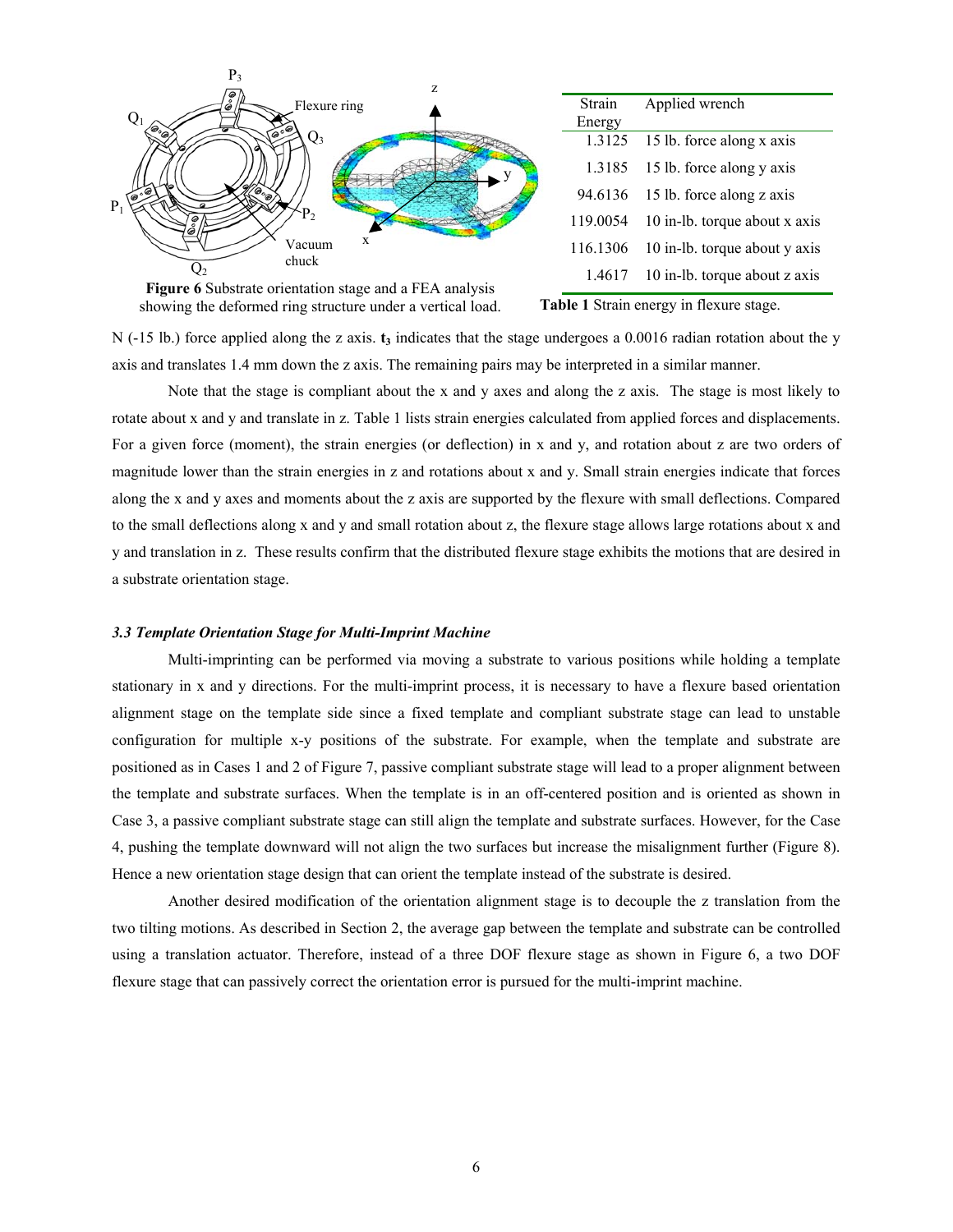Figure 6 Substrate orientation stage and a FEA analysis showing the deformed ring structure under a vertical load.

| Strain Energy | Applied wrench |
|---|---|
| 1.3125 | 15 lb. force along x axis |
| 1.3185 | 15 lb. force along y axis |
| 94.6136 | 15 lb. force along z axis |
| 119.0054 | 10 in-lb. torque about x axis |
| 116.1306 | 10 in-lb. torque about y axis |
| 1.4617 | 10 in-lb. torque about z axis |

**Table 1** Strain energy in flexure stage.

N (-15 lb.) force applied along the z axis. $\mathbf{t_3}$ indicates that the stage undergoes a 0.0016 radian rotation about the y axis and translates 1.4 mm down the z axis. The remaining pairs may be interpreted in a similar manner.

Note that the stage is compliant about the x and y axes and along the z axis. The stage is most likely to rotate about x and y and translate in z. Table 1 lists strain energies calculated from applied forces and displacements. For a given force (moment), the strain energies (or deflection) in x and y, and rotation about z are two orders of magnitude lower than the strain energies in z and rotations about x and y. Small strain energies indicate that forces along the x and y axes and moments about the z axis are supported by the flexure with small deflections. Compared to the small deflections along x and y and small rotation about z, the flexure stage allows large rotations about x and y and translation in z. These results confirm that the distributed flexure stage exhibits the motions that are desired in a substrate orientation stage.

### *3.3 Template Orientation Stage for Multi-Imprint Machine*

Multi-imprinting can be performed via moving a substrate to various positions while holding a template stationary in x and y directions. For the multi-imprint process, it is necessary to have a flexure based orientation alignment stage on the template side since a fixed template and compliant substrate stage can lead to unstable configuration for multiple x-y positions of the substrate. For example, when the template and substrate are positioned as in Cases 1 and 2 of Figure 7, passive compliant substrate stage will lead to a proper alignment between the template and substrate surfaces. When the template is in an off-centered position and is oriented as shown in Case 3, a passive compliant substrate stage can still align the template and substrate surfaces. However, for the Case 4, pushing the template downward will not align the two surfaces but increase the misalignment further (Figure 8). Hence a new orientation stage design that can orient the template instead of the substrate is desired.

Another desired modification of the orientation alignment stage is to decouple the z translation from the two tilting motions. As described in Section 2, the average gap between the template and substrate can be controlled using a translation actuator. Therefore, instead of a three DOF flexure stage as shown in Figure 6, a two DOF flexure stage that can passively correct the orientation error is pursued for the multi-imprint machine.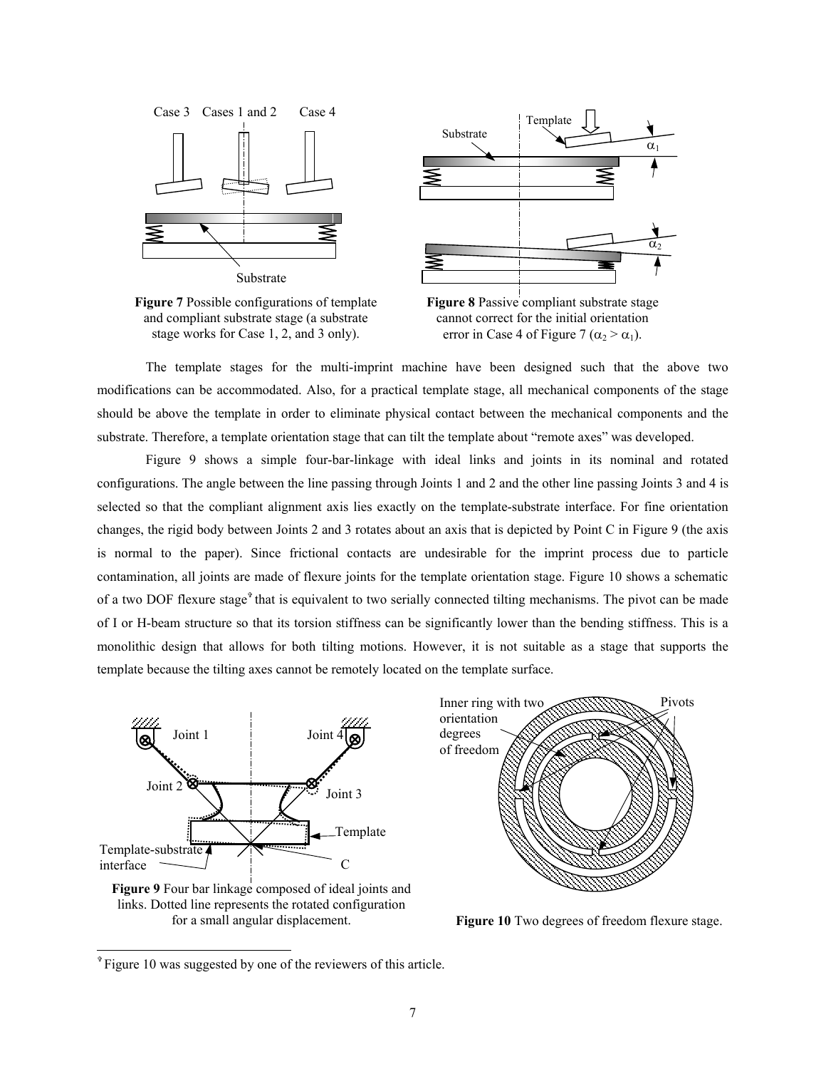Figure 7 Possible configurations of template and compliant substrate stage (a substrate stage works for Case 1, 2, and 3 only).

Figure 8 Passive compliant substrate stage cannot correct for the initial orientation error in Case 4 of Figure 7 ($\alpha_2 > \alpha_1$).

The template stages for the multi-imprint machine have been designed such that the above two modifications can be accommodated. Also, for a practical template stage, all mechanical components of the stage should be above the template in order to eliminate physical contact between the mechanical components and the substrate. Therefore, a template orientation stage that can tilt the template about "remote axes" was developed.

Figure 9 shows a simple four-bar-linkage with ideal links and joints in its nominal and rotated configurations. The angle between the line passing through Joints 1 and 2 and the other line passing Joints 3 and 4 is selected so that the compliant alignment axis lies exactly on the template-substrate interface. For fine orientation changes, the rigid body between Joints 2 and 3 rotates about an axis that is depicted by Point C in Figure 9 (the axis is normal to the paper). Since frictional contacts are undesirable for the imprint process due to particle contamination, all joints are made of flexure joints for the template orientation stage. Figure 10 shows a schematic of a two DOF flexure stage[†] that is equivalent to two serially connected tilting mechanisms. The pivot can be made of I or H-beam structure so that its torsion stiffness can be significantly lower than the bending stiffness. This is a monolithic design that allows for both tilting motions. However, it is not suitable as a stage that supports the template because the tilting axes cannot be remotely located on the template surface.

Figure 9 Four bar linkage composed of ideal joints and links. Dotted line represents the rotated configuration for a small angular displacement.

Figure 10 Two degrees of freedom flexure stage.

[†] Figure 10 was suggested by one of the reviewers of this article.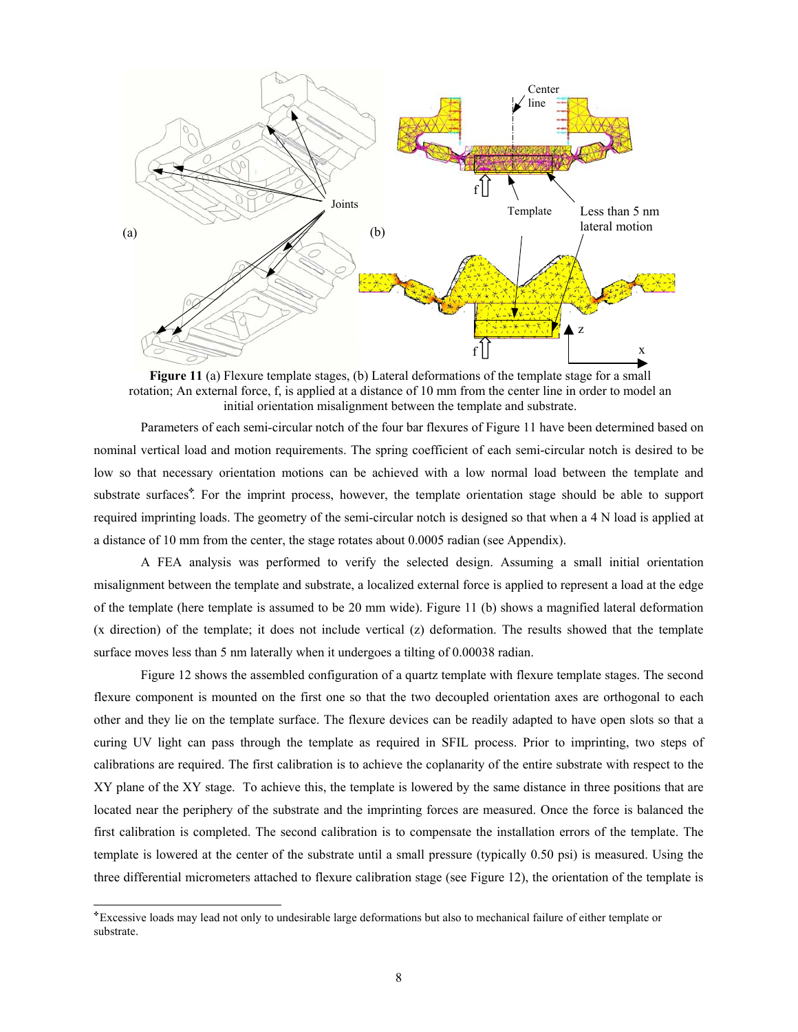**Figure 11** (a) Flexure template stages, (b) Lateral deformations of the template stage for a small rotation; An external force, f, is applied at a distance of 10 mm from the center line in order to model an initial orientation misalignment between the template and substrate.

Parameters of each semi-circular notch of the four bar flexures of Figure 11 have been determined based on nominal vertical load and motion requirements. The spring coefficient of each semi-circular notch is desired to be low so that necessary orientation motions can be achieved with a low normal load between the template and substrate surfaces*. For the imprint process, however, the template orientation stage should be able to support required imprinting loads. The geometry of the semi-circular notch is designed so that when a 4 N load is applied at a distance of 10 mm from the center, the stage rotates about 0.0005 radian (see Appendix).

A FEA analysis was performed to verify the selected design. Assuming a small initial orientation misalignment between the template and substrate, a localized external force is applied to represent a load at the edge of the template (here template is assumed to be 20 mm wide). Figure 11 (b) shows a magnified lateral deformation (x direction) of the template; it does not include vertical (z) deformation. The results showed that the template surface moves less than 5 nm laterally when it undergoes a tilting of 0.00038 radian.

Figure 12 shows the assembled configuration of a quartz template with flexure template stages. The second flexure component is mounted on the first one so that the two decoupled orientation axes are orthogonal to each other and they lie on the template surface. The flexure devices can be readily adapted to have open slots so that a curing UV light can pass through the template as required in SFIL process. Prior to imprinting, two steps of calibrations are required. The first calibration is to achieve the coplanarity of the entire substrate with respect to the XY plane of the XY stage. To achieve this, the template is lowered by the same distance in three positions that are located near the periphery of the substrate and the imprinting forces are measured. Once the force is balanced the first calibration is completed. The second calibration is to compensate the installation errors of the template. The template is lowered at the center of the substrate until a small pressure (typically 0.50 psi) is measured. Using the three differential micrometers attached to flexure calibration stage (see Figure 12), the orientation of the template is

---

*Excessive loads may lead not only to undesirable large deformations but also to mechanical failure of either template or substrate.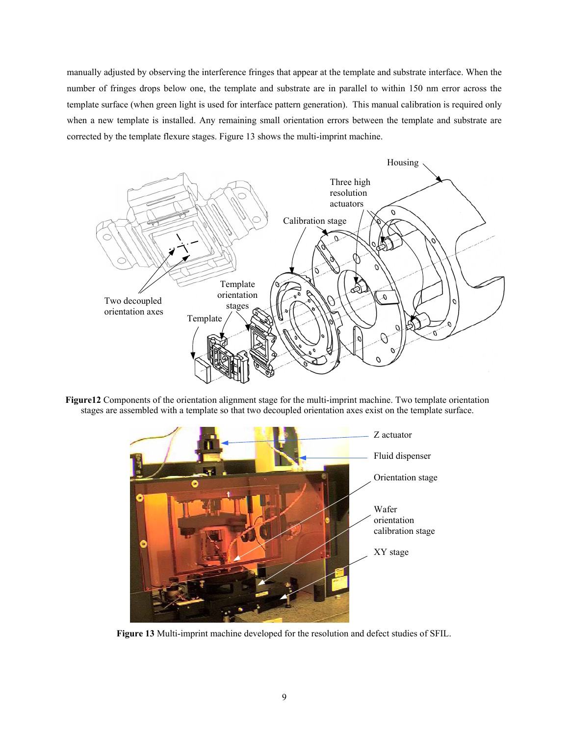manually adjusted by observing the interference fringes that appear at the template and substrate interface. When the number of fringes drops below one, the template and substrate are in parallel to within 150 nm error across the template surface (when green light is used for interface pattern generation). This manual calibration is required only when a new template is installed. Any remaining small orientation errors between the template and substrate are corrected by the template flexure stages. Figure 13 shows the multi-imprint machine.

**Figure12** Components of the orientation alignment stage for the multi-imprint machine. Two template orientation stages are assembled with a template so that two decoupled orientation axes exist on the template surface.

**Figure 13** Multi-imprint machine developed for the resolution and defect studies of SFIL.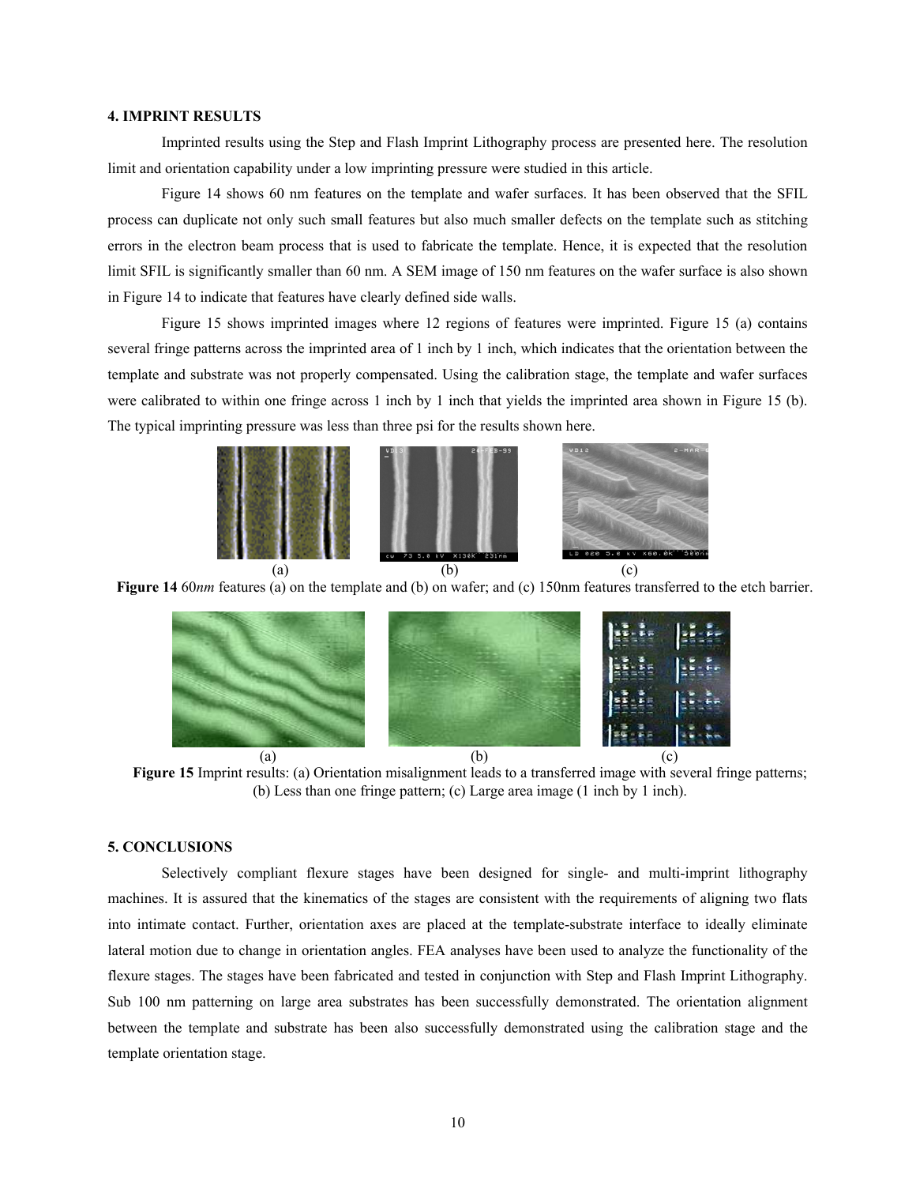## 4. IMPRINT RESULTS

Imprinted results using the Step and Flash Imprint Lithography process are presented here. The resolution limit and orientation capability under a low imprinting pressure were studied in this article.

Figure 14 shows 60 nm features on the template and wafer surfaces. It has been observed that the SFIL process can duplicate not only such small features but also much smaller defects on the template such as stitching errors in the electron beam process that is used to fabricate the template. Hence, it is expected that the resolution limit SFIL is significantly smaller than 60 nm. A SEM image of 150 nm features on the wafer surface is also shown in Figure 14 to indicate that features have clearly defined side walls.

Figure 15 shows imprinted images where 12 regions of features were imprinted. Figure 15 (a) contains several fringe patterns across the imprinted area of 1 inch by 1 inch, which indicates that the orientation between the template and substrate was not properly compensated. Using the calibration stage, the template and wafer surfaces were calibrated to within one fringe across 1 inch by 1 inch that yields the imprinted area shown in Figure 15 (b). The typical imprinting pressure was less than three psi for the results shown here.

(a) (b) (c)

**Figure 14** 60*nm* features (a) on the template and (b) on wafer; and (c) 150nm features transferred to the etch barrier.

(a) (b) (c)

**Figure 15** Imprint results: (a) Orientation misalignment leads to a transferred image with several fringe patterns; (b) Less than one fringe pattern; (c) Large area image (1 inch by 1 inch).

## 5. CONCLUSIONS

Selectively compliant flexure stages have been designed for single- and multi-imprint lithography machines. It is assured that the kinematics of the stages are consistent with the requirements of aligning two flats into intimate contact. Further, orientation axes are placed at the template-substrate interface to ideally eliminate lateral motion due to change in orientation angles. FEA analyses have been used to analyze the functionality of the flexure stages. The stages have been fabricated and tested in conjunction with Step and Flash Imprint Lithography. Sub 100 nm patterning on large area substrates has been successfully demonstrated. The orientation alignment between the template and substrate has been also successfully demonstrated using the calibration stage and the template orientation stage.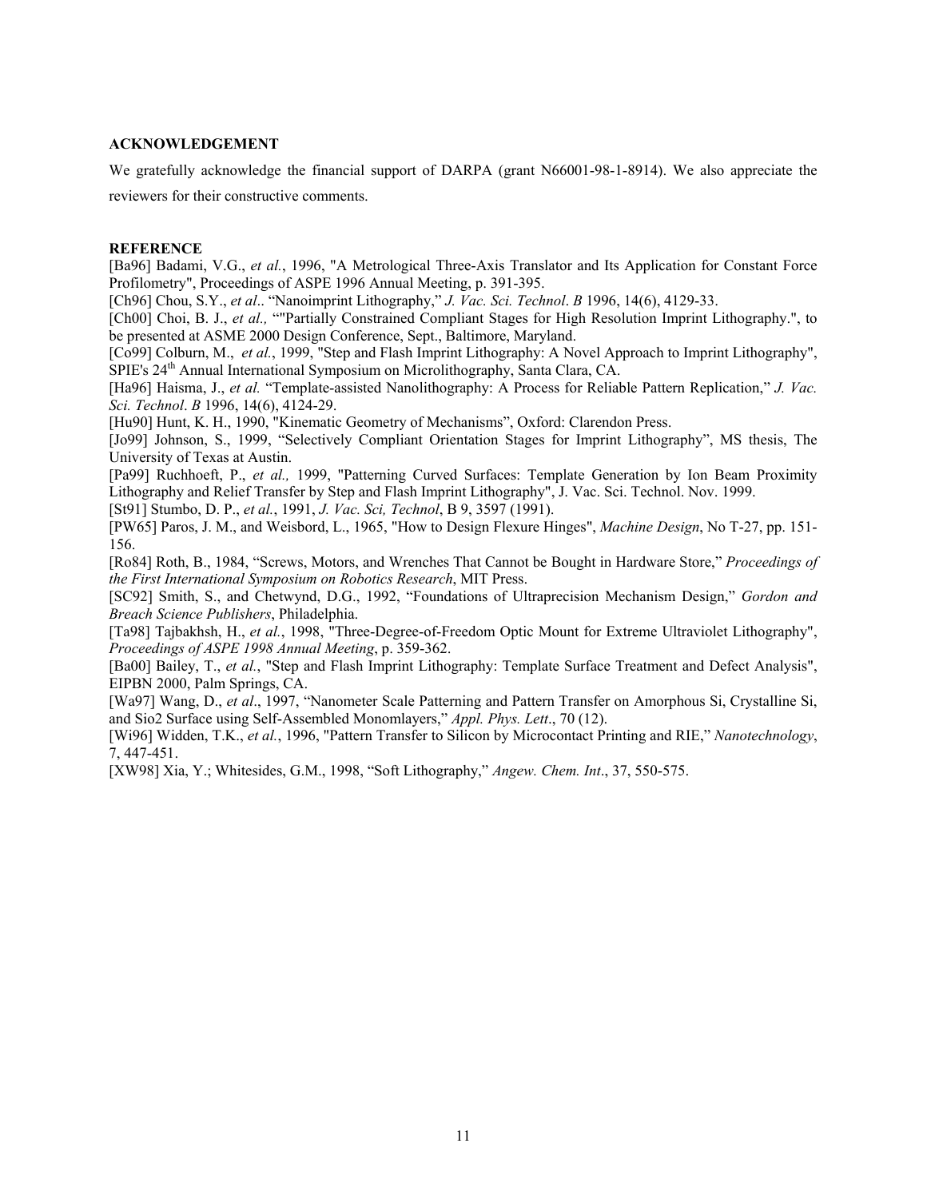**ACKNOWLEDGEMENT**

We gratefully acknowledge the financial support of DARPA (grant N66001-98-1-8914). We also appreciate the reviewers for their constructive comments.

**REFERENCE**

[Ba96] Badami, V.G., *et al.*, 1996, "A Metrological Three-Axis Translator and Its Application for Constant Force Profilometry", Proceedings of ASPE 1996 Annual Meeting, p. 391-395.

[Ch96] Chou, S.Y., *et al*.. "Nanoimprint Lithography," *J. Vac. Sci. Technol*. *B* 1996, 14(6), 4129-33.

[Ch00] Choi, B. J., *et al.,* ""Partially Constrained Compliant Stages for High Resolution Imprint Lithography.", to be presented at ASME 2000 Design Conference, Sept., Baltimore, Maryland.

[Co99] Colburn, M., *et al.*, 1999, "Step and Flash Imprint Lithography: A Novel Approach to Imprint Lithography", SPIE's 24th Annual International Symposium on Microlithography, Santa Clara, CA.

[Ha96] Haisma, J., *et al.* "Template-assisted Nanolithography: A Process for Reliable Pattern Replication," *J. Vac. Sci. Technol*. *B* 1996, 14(6), 4124-29.

[Hu90] Hunt, K. H., 1990, "Kinematic Geometry of Mechanisms", Oxford: Clarendon Press.

[Jo99] Johnson, S., 1999, "Selectively Compliant Orientation Stages for Imprint Lithography", MS thesis, The University of Texas at Austin.

[Pa99] Ruchhoeft, P., *et al.,* 1999, "Patterning Curved Surfaces: Template Generation by Ion Beam Proximity Lithography and Relief Transfer by Step and Flash Imprint Lithography", J. Vac. Sci. Technol. Nov. 1999.

[St91] Stumbo, D. P., *et al.*, 1991, *J. Vac. Sci, Technol*, B 9, 3597 (1991).

[PW65] Paros, J. M., and Weisbord, L., 1965, "How to Design Flexure Hinges", *Machine Design*, No T-27, pp. 151-156.

[Ro84] Roth, B., 1984, "Screws, Motors, and Wrenches That Cannot be Bought in Hardware Store," *Proceedings of the First International Symposium on Robotics Research*, MIT Press.

[SC92] Smith, S., and Chetwynd, D.G., 1992, "Foundations of Ultraprecision Mechanism Design," *Gordon and Breach Science Publishers*, Philadelphia.

[Ta98] Tajbakhsh, H., *et al.*, 1998, "Three-Degree-of-Freedom Optic Mount for Extreme Ultraviolet Lithography", *Proceedings of ASPE 1998 Annual Meeting*, p. 359-362.

[Ba00] Bailey, T., *et al.*, "Step and Flash Imprint Lithography: Template Surface Treatment and Defect Analysis", EIPBN 2000, Palm Springs, CA.

[Wa97] Wang, D., *et al*., 1997, "Nanometer Scale Patterning and Pattern Transfer on Amorphous Si, Crystalline Si, and Sio2 Surface using Self-Assembled Monomlayers," *Appl. Phys. Lett*., 70 (12).

[Wi96] Widden, T.K., *et al.*, 1996, "Pattern Transfer to Silicon by Microcontact Printing and RIE," *Nanotechnology*, 7, 447-451.

[XW98] Xia, Y.; Whitesides, G.M., 1998, "Soft Lithography," *Angew. Chem. Int*., 37, 550-575.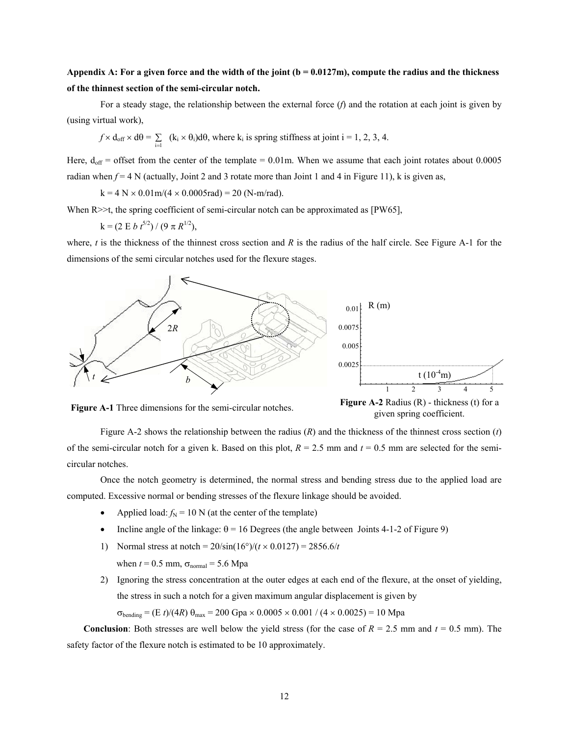**Appendix A: For a given force and the width of the joint (b = 0.0127m), compute the radius and the thickness of the thinnest section of the semi-circular notch.**

For a steady stage, the relationship between the external force ($f$) and the rotation at each joint is given by (using virtual work),

$$f \times d_{off} \times d\theta = \sum_{i=1} (k_i \times \theta_i)d\theta, \text{ where } k_i \text{ is spring stiffness at joint i = 1, 2, 3, 4.}$$

Here, $d_{off}$ = offset from the center of the template = 0.01m. When we assume that each joint rotates about 0.0005 radian when $f$ = 4 N (actually, Joint 2 and 3 rotate more than Joint 1 and 4 in Figure 11), k is given as,

$$k = 4 \text{ N} \times 0.01\text{m}/(4 \times 0.0005\text{rad}) = 20 \text{ (N-m/rad)}.$$

When R>>t, the spring coefficient of semi-circular notch can be approximated as [PW65],

$$k = (2 \text{ E } b\, t^{5/2}) / (9\, \pi\, R^{1/2}),$$

where, $t$ is the thickness of the thinnest cross section and $R$ is the radius of the half circle. See Figure A-1 for the dimensions of the semi circular notches used for the flexure stages.

2R

t

b

**Figure A-1** Three dimensions for the semi-circular notches.

R (m)

0.01

0.0075

0.005

0.0025

t ($10^{-4}$m)

1 2 3 4 5

**Figure A-2** Radius (R) - thickness (t) for a given spring coefficient.

Figure A-2 shows the relationship between the radius ($R$) and the thickness of the thinnest cross section ($t$) of the semi-circular notch for a given k. Based on this plot, $R$ = 2.5 mm and $t$ = 0.5 mm are selected for the semi-circular notches.

Once the notch geometry is determined, the normal stress and bending stress due to the applied load are computed. Excessive normal or bending stresses of the flexure linkage should be avoided.

- Applied load: $f_N$ = 10 N (at the center of the template)
- Incline angle of the linkage: θ = 16 Degrees (the angle between Joints 4-1-2 of Figure 9)

1) Normal stress at notch = $20/\sin(16°)/(t \times 0.0127) = 2856.6/t$

   when $t$ = 0.5 mm, $\sigma_{normal}$ = 5.6 Mpa

2) Ignoring the stress concentration at the outer edges at each end of the flexure, at the onset of yielding, the stress in such a notch for a given maximum angular displacement is given by

   $\sigma_{bending} = (E\, t)/(4R)\, \theta_{max}$ = 200 Gpa × 0.0005 × 0.001 / (4 × 0.0025) = 10 Mpa

**Conclusion**: Both stresses are well below the yield stress (for the case of $R$ = 2.5 mm and $t$ = 0.5 mm). The safety factor of the flexure notch is estimated to be 10 approximately.